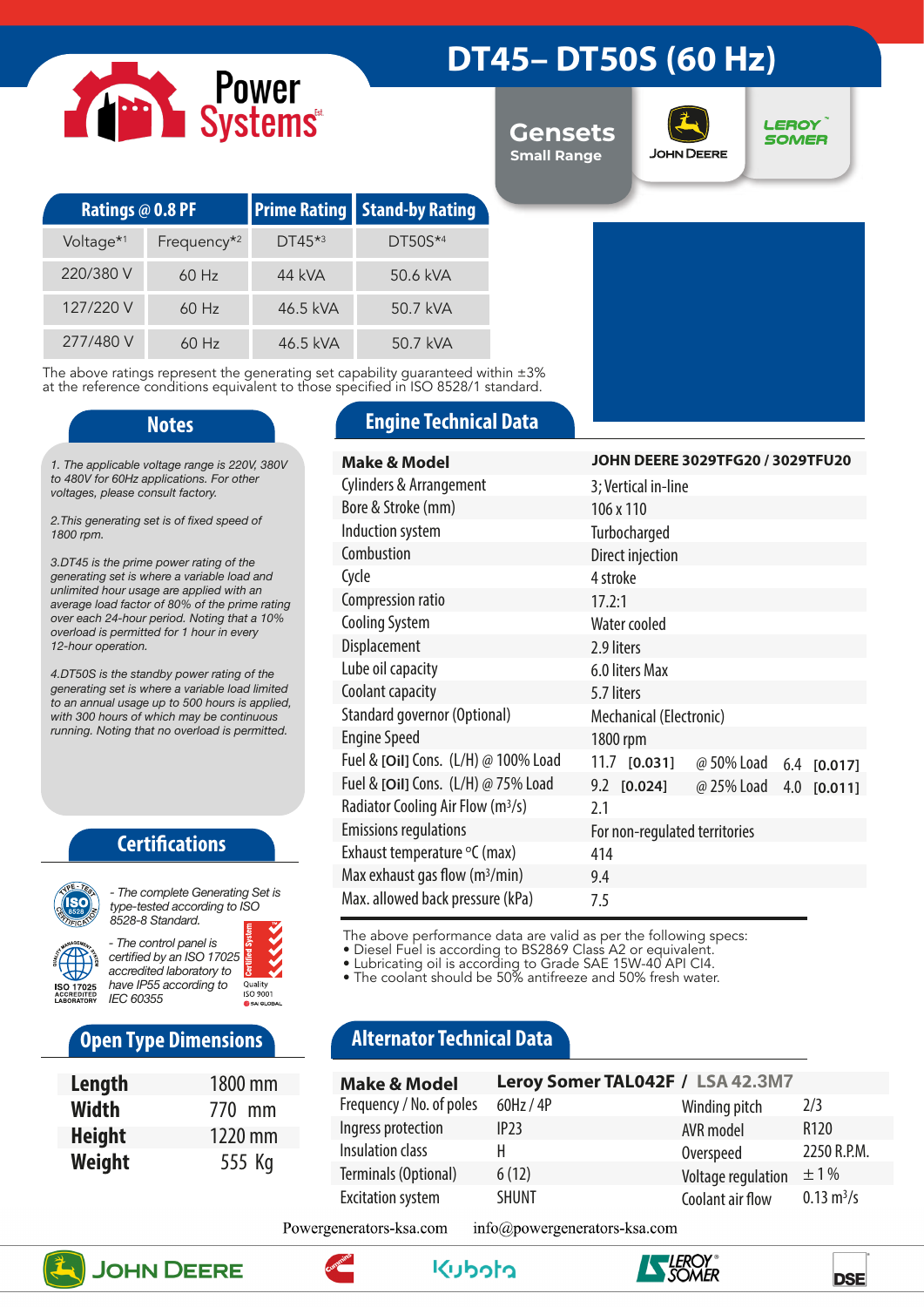# DT45– DT50S (60 Hz)

Power Systems

## Gensets
Small Range

JOHN DEERE | LEROY SOMER

| Ratings @ 0.8 PF | | Prime Rating | Stand-by Rating |
|---|---|---|---|
| Voltage*[1] | Frequency*[2] | DT45*[3] | DT50S*[4] |
| 220/380 V | 60 Hz | 44 kVA | 50.6 kVA |
| 127/220 V | 60 Hz | 46.5 kVA | 50.7 kVA |
| 277/480 V | 60 Hz | 46.5 kVA | 50.7 kVA |

The above ratings represent the generating set capability guaranteed within ±3% at the reference conditions equivalent to those specified in ISO 8528/1 standard.

## Notes

*1. The applicable voltage range is 220V, 380V to 480V for 60Hz applications. For other voltages, please consult factory.*

*2. This generating set is of fixed speed of 1800 rpm.*

*3. DT45 is the prime power rating of the generating set is where a variable load and unlimited hour usage are applied with an average load factor of 80% of the prime rating over each 24-hour period. Noting that a 10% overload is permitted for 1 hour in every 12-hour operation.*

*4. DT50S is the standby power rating of the generating set is where a variable load limited to an annual usage up to 500 hours is applied, with 300 hours of which may be continuous running. Noting that no overload is permitted.*

## Certifications

- *The complete Generating Set is type-tested according to ISO 8528-8 Standard.*
- *The control panel is certified by an ISO 17025 accredited laboratory to have IP55 according to IEC 60355*

ISO 17025 Accredited Laboratory | Certified System Quality ISO 9001 SAI Global

## Open Type Dimensions

| | |
|---|---|
| **Length** | 1800 mm |
| **Width** | 770 mm |
| **Height** | 1220 mm |
| **Weight** | 555 Kg |

## Engine Technical Data

| | | | |
|---|---|---|---|
| **Make & Model** | **JOHN DEERE 3029TFG20 / 3029TFU20** | | |
| Cylinders & Arrangement | 3; Vertical in-line | | |
| Bore & Stroke (mm) | 106 x 110 | | |
| Induction system | Turbocharged | | |
| Combustion | Direct injection | | |
| Cycle | 4 stroke | | |
| Compression ratio | 17.2:1 | | |
| Cooling System | Water cooled | | |
| Displacement | 2.9 liters | | |
| Lube oil capacity | 6.0 liters Max | | |
| Coolant capacity | 5.7 liters | | |
| Standard governor (Optional) | Mechanical (Electronic) | | |
| Engine Speed | 1800 rpm | | |
| Fuel & [Oil] Cons. (L/H) @ 100% Load | 11.7 [0.031] | @ 50% Load | 6.4 [0.017] |
| Fuel & [Oil] Cons. (L/H) @ 75% Load | 9.2 [0.024] | @ 25% Load | 4.0 [0.011] |
| Radiator Cooling Air Flow ($m^3/s$) | 2.1 | | |
| Emissions regulations | For non-regulated territories | | |
| Exhaust temperature °C (max) | 414 | | |
| Max exhaust gas flow ($m^3/min$) | 9.4 | | |
| Max. allowed back pressure (kPa) | 7.5 | | |

The above performance data are valid as per the following specs:
- Diesel Fuel is according to BS2869 Class A2 or equivalent.
- Lubricating oil is according to Grade SAE 15W-40 API CI4.
- The coolant should be 50% antifreeze and 50% fresh water.

## Alternator Technical Data

| | | | |
|---|---|---|---|
| **Make & Model** | **Leroy Somer TAL042F / LSA 42.3M7** | | |
| Frequency / No. of poles | 60Hz / 4P | Winding pitch | 2/3 |
| Ingress protection | IP23 | AVR model | R120 |
| Insulation class | H | Overspeed | 2250 R.P.M. |
| Terminals (Optional) | 6 (12) | Voltage regulation | ± 1 % |
| Excitation system | SHUNT | Coolant air flow | 0.13 $m^3/s$ |

Powergenerators-ksa.com    info@powergenerators-ksa.com

JOHN DEERE | Cummins | Kubota | LEROY SOMER | DSE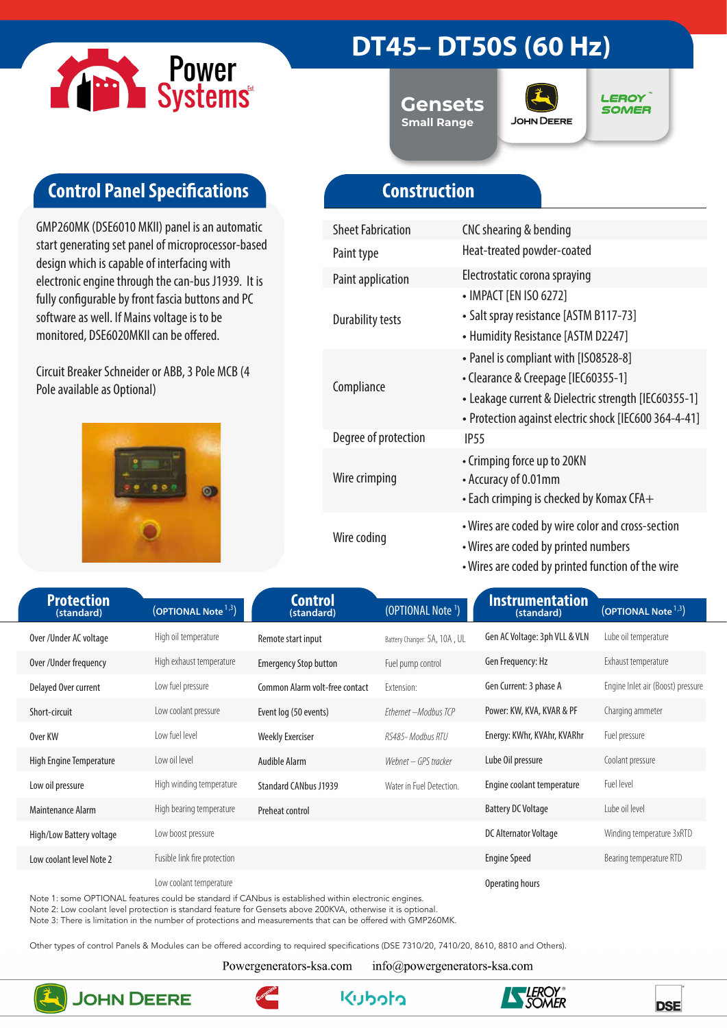# DT45– DT50S (60 Hz)

**Gensets**
Small Range

## Control Panel Specifications

GMP260MK (DSE6010 MKII) panel is an automatic start generating set panel of microprocessor-based design which is capable of interfacing with electronic engine through the can-bus J1939. It is fully configurable by front fascia buttons and PC software as well. If Mains voltage is to be monitored, DSE6020MKII can be offered.

Circuit Breaker Schneider or ABB, 3 Pole MCB (4 Pole available as Optional)

## Construction

| | |
|---|---|
| Sheet Fabrication | CNC shearing & bending |
| Paint type | Heat-treated powder-coated |
| Paint application | Electrostatic corona spraying |
| Durability tests | • IMPACT [EN ISO 6272]<br>• Salt spray resistance [ASTM B117-73]<br>• Humidity Resistance [ASTM D2247] |
| Compliance | • Panel is compliant with [IS08528-8]<br>• Clearance & Creepage [IEC60355-1]<br>• Leakage current & Dielectric strength [IEC60355-1]<br>• Protection against electric shock [IEC600 364-4-41] |
| Degree of protection | IP55 |
| Wire crimping | • Crimping force up to 20KN<br>• Accuracy of 0.01mm<br>• Each crimping is checked by Komax CFA+ |
| Wire coding | • Wires are coded by wire color and cross-section<br>• Wires are coded by printed numbers<br>• Wires are coded by printed function of the wire |

| Protection (standard) | (OPTIONAL Note [1,3]) | Control (standard) | (OPTIONAL Note [1]) | Instrumentation (standard) | (OPTIONAL Note [1,3]) |
|---|---|---|---|---|---|
| Over /Under AC voltage | High oil temperature | Remote start input | Battery Changer: 5A, 10A , UL | Gen AC Voltage: 3ph VLL & VLN | Lube oil temperature |
| Over /Under frequency | High exhaust temperature | Emergency Stop button | Fuel pump control | Gen Frequency: Hz | Exhaust temperature |
| Delayed Over current | Low fuel pressure | Common Alarm volt-free contact | Extension: | Gen Current: 3 phase A | Engine Inlet air (Boost) pressure |
| Short-circuit | Low coolant pressure | Event log (50 events) | *Ethernet –Modbus TCP* | Power: KW, KVA, KVAR & PF | Charging ammeter |
| Over KW | Low fuel level | Weekly Exerciser | *RS485- Modbus RTU* | Energy: KWhr, KVAhr, KVARhr | Fuel pressure |
| High Engine Temperature | Low oil level | Audible Alarm | *Webnet – GPS tracker* | Lube Oil pressure | Coolant pressure |
| Low oil pressure | High winding temperature | Standard CANbus J1939 | Water in Fuel Detection. | Engine coolant temperature | Fuel level |
| Maintenance Alarm | High bearing temperature | Preheat control | | Battery DC Voltage | Lube oil level |
| High/Low Battery voltage | Low boost pressure | | | DC Alternator Voltage | Winding temperature 3xRTD |
| Low coolant level Note 2 | Fusible link fire protection | | | Engine Speed | Bearing temperature RTD |
| | Low coolant temperature | | | Operating hours | |

Note 1: some OPTIONAL features could be standard if CANbus is established within electronic engines.
Note 2: Low coolant level protection is standard feature for Gensets above 200KVA, otherwise it is optional.
Note 3: There is limitation in the number of protections and measurements that can be offered with GMP260MK.

Other types of control Panels & Modules can be offered according to required specifications (DSE 7310/20, 7410/20, 8610, 8810 and Others).

Powergenerators-ksa.com info@powergenerators-ksa.com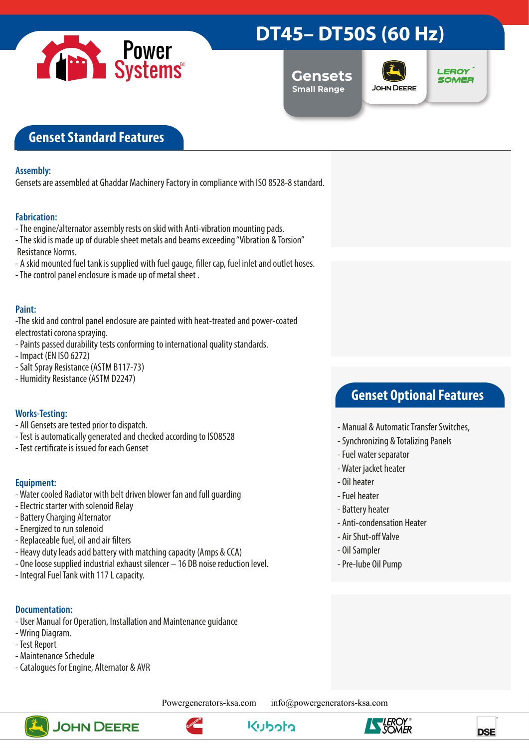# DT45– DT50S (60 Hz)

Gensets
Small Range

## Genset Standard Features

**Assembly:**
Gensets are assembled at Ghaddar Machinery Factory in compliance with ISO 8528-8 standard.

**Fabrication:**
- The engine/alternator assembly rests on skid with Anti-vibration mounting pads.
- The skid is made up of durable sheet metals and beams exceeding "Vibration & Torsion" Resistance Norms.
- A skid mounted fuel tank is supplied with fuel gauge, filler cap, fuel inlet and outlet hoses.
- The control panel enclosure is made up of metal sheet .

**Paint:**
-The skid and control panel enclosure are painted with heat-treated and power-coated electrostati corona spraying.
- Paints passed durability tests conforming to international quality standards.
- Impact (EN ISO 6272)
- Salt Spray Resistance (ASTM B117-73)
- Humidity Resistance (ASTM D2247)

**Works-Testing:**
- All Gensets are tested prior to dispatch.
- Test is automatically generated and checked according to ISO8528
- Test certificate is issued for each Genset

**Equipment:**
- Water cooled Radiator with belt driven blower fan and full guarding
- Electric starter with solenoid Relay
- Battery Charging Alternator
- Energized to run solenoid
- Replaceable fuel, oil and air filters
- Heavy duty leads acid battery with matching capacity (Amps & CCA)
- One loose supplied industrial exhaust silencer – 16 DB noise reduction level.
- Integral Fuel Tank with 117 L capacity.

**Documentation:**
- User Manual for Operation, Installation and Maintenance guidance
- Wring Diagram.
- Test Report
- Maintenance Schedule
- Catalogues for Engine, Alternator & AVR

## Genset Optional Features

- Manual & Automatic Transfer Switches,
- Synchronizing & Totalizing Panels
- Fuel water separator
- Water jacket heater
- Oil heater
- Fuel heater
- Battery heater
- Anti-condensation Heater
- Air Shut-off Valve
- Oil Sampler
- Pre-lube Oil Pump

Powergenerators-ksa.com info@powergenerators-ksa.com